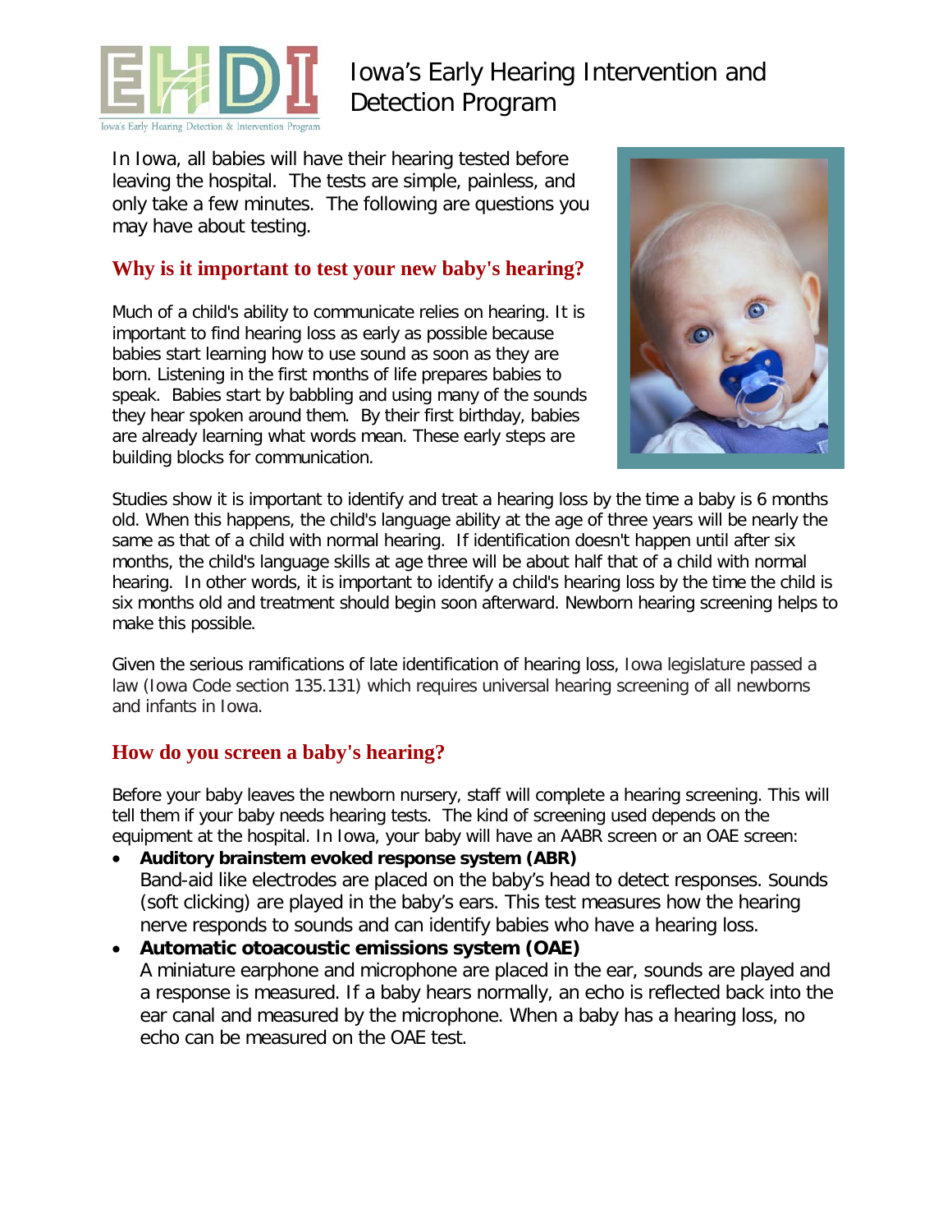# Iowa's Early Hearing Intervention and Detection Program

In Iowa, all babies will have their hearing tested before leaving the hospital. The tests are simple, painless, and only take a few minutes. The following are questions you may have about testing.

## Why is it important to test your new baby's hearing?

Much of a child's ability to communicate relies on hearing. It is important to find hearing loss as early as possible because babies start learning how to use sound as soon as they are born. Listening in the first months of life prepares babies to speak. Babies start by babbling and using many of the sounds they hear spoken around them. By their first birthday, babies are already learning what words mean. These early steps are building blocks for communication.

Studies show it is important to identify and treat a hearing loss by the time a baby is 6 months old. When this happens, the child's language ability at the age of three years will be nearly the same as that of a child with normal hearing. If identification doesn't happen until after six months, the child's language skills at age three will be about half that of a child with normal hearing. In other words, it is important to identify a child's hearing loss by the time the child is six months old and treatment should begin soon afterward. Newborn hearing screening helps to make this possible.

Given the serious ramifications of late identification of hearing loss, Iowa legislature passed a law (Iowa Code section 135.131) which requires universal hearing screening of all newborns and infants in Iowa.

## How do you screen a baby's hearing?

Before your baby leaves the newborn nursery, staff will complete a hearing screening. This will tell them if your baby needs hearing tests. The kind of screening used depends on the equipment at the hospital. In Iowa, your baby will have an AABR screen or an OAE screen:

- **Auditory brainstem evoked response system (ABR)**
  Band-aid like electrodes are placed on the baby's head to detect responses. Sounds (soft clicking) are played in the baby's ears. This test measures how the hearing nerve responds to sounds and can identify babies who have a hearing loss.
- **Automatic otoacoustic emissions system (OAE)**
  A miniature earphone and microphone are placed in the ear, sounds are played and a response is measured. If a baby hears normally, an echo is reflected back into the ear canal and measured by the microphone. When a baby has a hearing loss, no echo can be measured on the OAE test.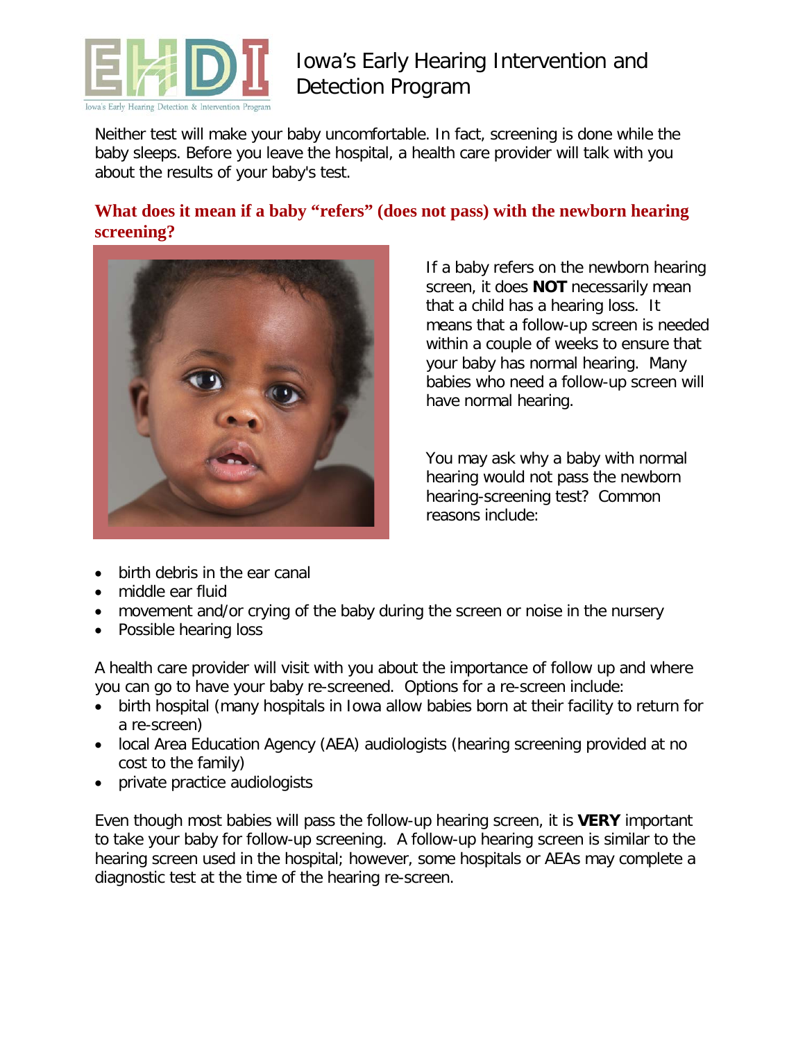Neither test will make your baby uncomfortable. In fact, screening is done while the baby sleeps. Before you leave the hospital, a health care provider will talk with you about the results of your baby's test.

## What does it mean if a baby "refers" (does not pass) with the newborn hearing screening?

If a baby refers on the newborn hearing screen, it does **NOT** necessarily mean that a child has a hearing loss. It means that a follow-up screen is needed within a couple of weeks to ensure that your baby has normal hearing. Many babies who need a follow-up screen will have normal hearing.

You may ask why a baby with normal hearing would not pass the newborn hearing-screening test? Common reasons include:

- birth debris in the ear canal
- middle ear fluid
- movement and/or crying of the baby during the screen or noise in the nursery
- Possible hearing loss

A health care provider will visit with you about the importance of follow up and where you can go to have your baby re-screened. Options for a re-screen include:

- birth hospital (many hospitals in Iowa allow babies born at their facility to return for a re-screen)
- local Area Education Agency (AEA) audiologists (hearing screening provided at no cost to the family)
- private practice audiologists

Even though most babies will pass the follow-up hearing screen, it is **VERY** important to take your baby for follow-up screening. A follow-up hearing screen is similar to the hearing screen used in the hospital; however, some hospitals or AEAs may complete a diagnostic test at the time of the hearing re-screen.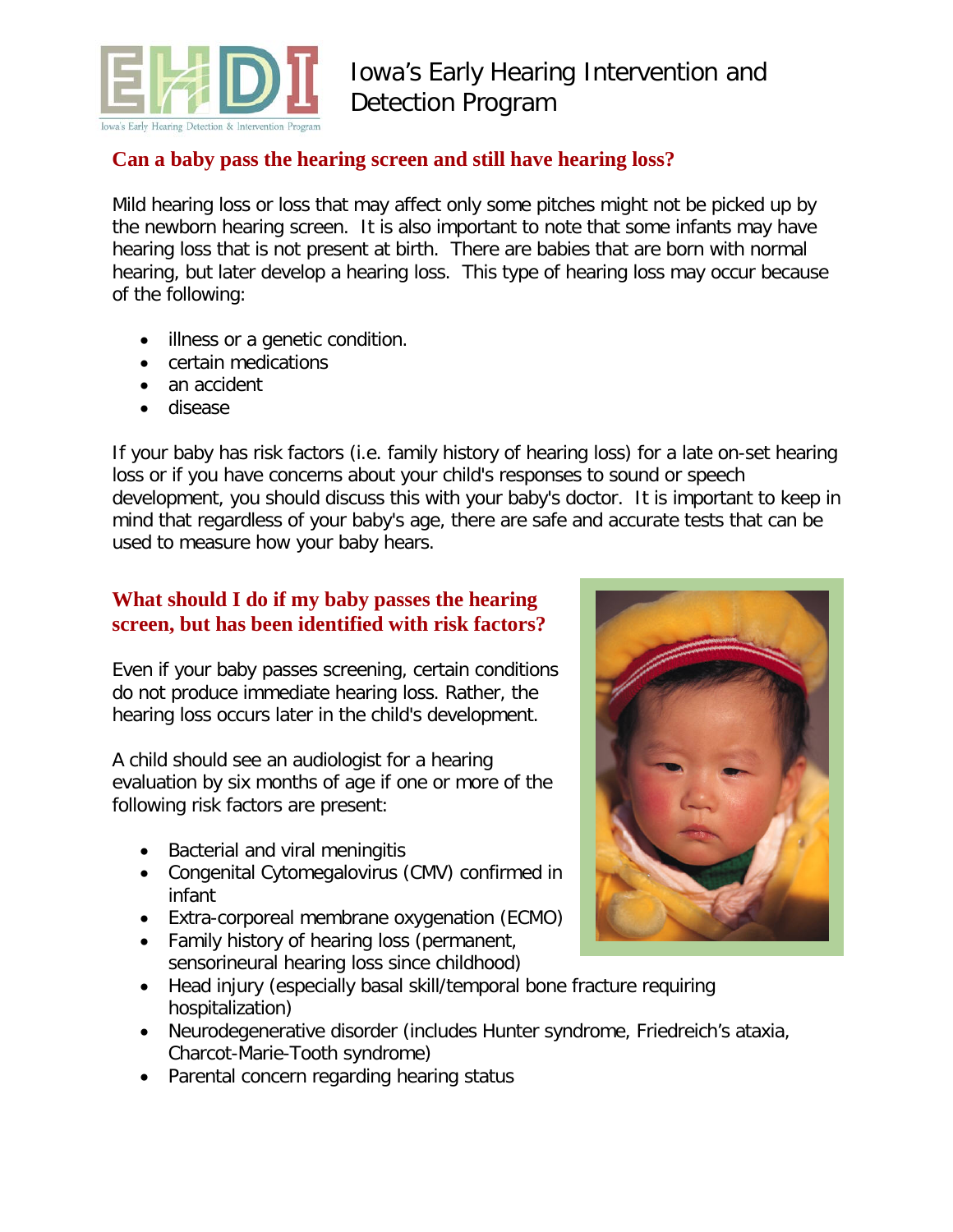## Can a baby pass the hearing screen and still have hearing loss?

Mild hearing loss or loss that may affect only some pitches might not be picked up by the newborn hearing screen. It is also important to note that some infants may have hearing loss that is not present at birth. There are babies that are born with normal hearing, but later develop a hearing loss. This type of hearing loss may occur because of the following:

- illness or a genetic condition.
- certain medications
- an accident
- disease

If your baby has risk factors (i.e. family history of hearing loss) for a late on-set hearing loss or if you have concerns about your child's responses to sound or speech development, you should discuss this with your baby's doctor. It is important to keep in mind that regardless of your baby's age, there are safe and accurate tests that can be used to measure how your baby hears.

## What should I do if my baby passes the hearing screen, but has been identified with risk factors?

Even if your baby passes screening, certain conditions do not produce immediate hearing loss. Rather, the hearing loss occurs later in the child's development.

A child should see an audiologist for a hearing evaluation by six months of age if one or more of the following risk factors are present:

- Bacterial and viral meningitis
- Congenital Cytomegalovirus (CMV) confirmed in infant
- Extra-corporeal membrane oxygenation (ECMO)
- Family history of hearing loss (permanent, sensorineural hearing loss since childhood)
- Head injury (especially basal skill/temporal bone fracture requiring hospitalization)
- Neurodegenerative disorder (includes Hunter syndrome, Friedreich's ataxia, Charcot-Marie-Tooth syndrome)
- Parental concern regarding hearing status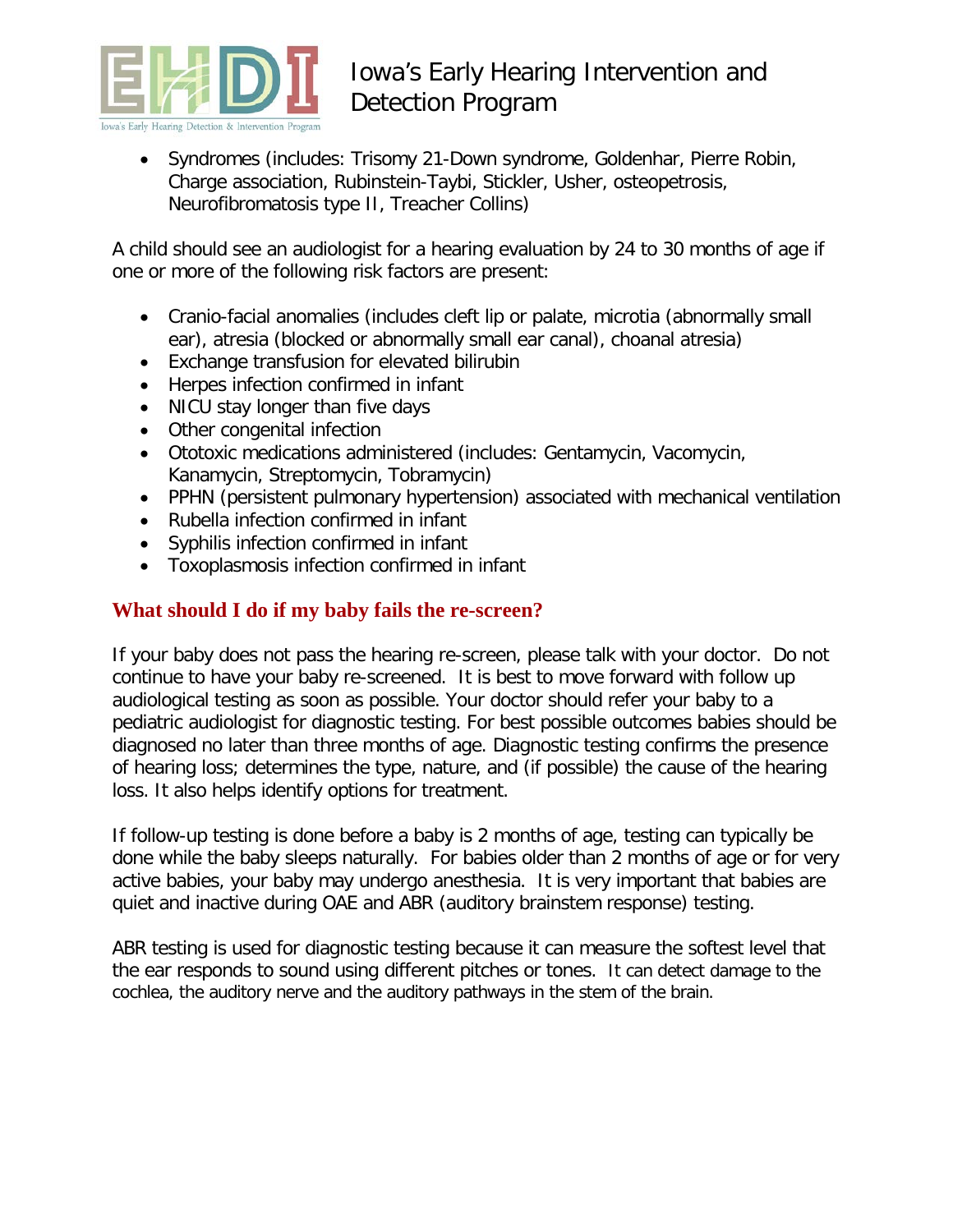- Syndromes (includes: Trisomy 21-Down syndrome, Goldenhar, Pierre Robin, Charge association, Rubinstein-Taybi, Stickler, Usher, osteopetrosis, Neurofibromatosis type II, Treacher Collins)

A child should see an audiologist for a hearing evaluation by 24 to 30 months of age if one or more of the following risk factors are present:

- Cranio-facial anomalies (includes cleft lip or palate, microtia (abnormally small ear), atresia (blocked or abnormally small ear canal), choanal atresia)
- Exchange transfusion for elevated bilirubin
- Herpes infection confirmed in infant
- NICU stay longer than five days
- Other congenital infection
- Ototoxic medications administered (includes: Gentamycin, Vacomycin, Kanamycin, Streptomycin, Tobramycin)
- PPHN (persistent pulmonary hypertension) associated with mechanical ventilation
- Rubella infection confirmed in infant
- Syphilis infection confirmed in infant
- Toxoplasmosis infection confirmed in infant

## What should I do if my baby fails the re-screen?

If your baby does not pass the hearing re-screen, please talk with your doctor. Do not continue to have your baby re-screened. It is best to move forward with follow up audiological testing as soon as possible. Your doctor should refer your baby to a pediatric audiologist for diagnostic testing. For best possible outcomes babies should be diagnosed no later than three months of age. Diagnostic testing confirms the presence of hearing loss; determines the type, nature, and (if possible) the cause of the hearing loss. It also helps identify options for treatment.

If follow-up testing is done before a baby is 2 months of age, testing can typically be done while the baby sleeps naturally. For babies older than 2 months of age or for very active babies, your baby may undergo anesthesia. It is very important that babies are quiet and inactive during OAE and ABR (auditory brainstem response) testing.

ABR testing is used for diagnostic testing because it can measure the softest level that the ear responds to sound using different pitches or tones. It can detect damage to the cochlea, the auditory nerve and the auditory pathways in the stem of the brain.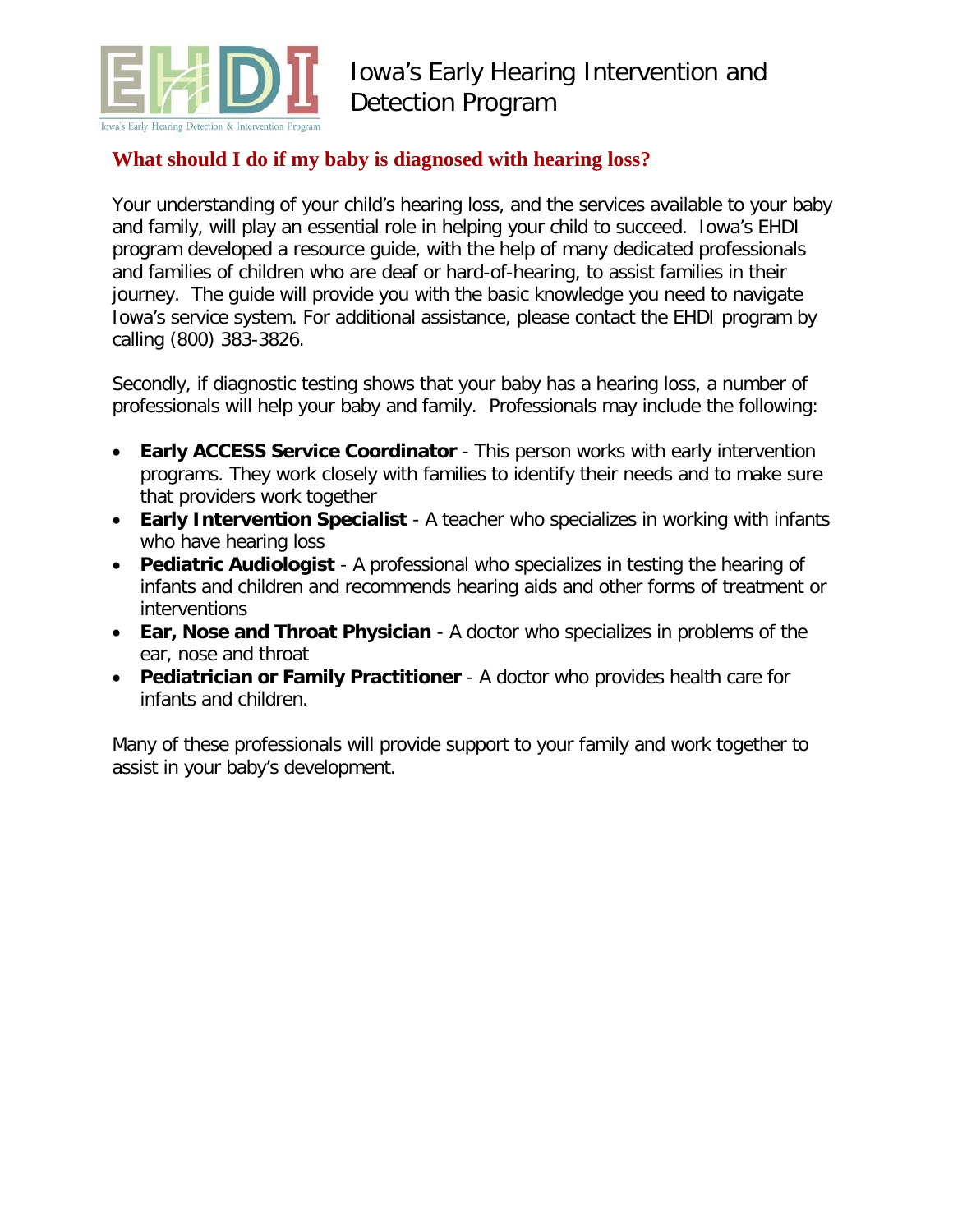Iowa's Early Hearing Intervention and Detection Program

## What should I do if my baby is diagnosed with hearing loss?

Your understanding of your child's hearing loss, and the services available to your baby and family, will play an essential role in helping your child to succeed. Iowa's EHDI program developed a resource guide, with the help of many dedicated professionals and families of children who are deaf or hard-of-hearing, to assist families in their journey. The guide will provide you with the basic knowledge you need to navigate Iowa's service system. For additional assistance, please contact the EHDI program by calling (800) 383-3826.

Secondly, if diagnostic testing shows that your baby has a hearing loss, a number of professionals will help your baby and family. Professionals may include the following:

- **Early ACCESS Service Coordinator** - This person works with early intervention programs. They work closely with families to identify their needs and to make sure that providers work together
- **Early Intervention Specialist** - A teacher who specializes in working with infants who have hearing loss
- **Pediatric Audiologist** - A professional who specializes in testing the hearing of infants and children and recommends hearing aids and other forms of treatment or interventions
- **Ear, Nose and Throat Physician** - A doctor who specializes in problems of the ear, nose and throat
- **Pediatrician or Family Practitioner** - A doctor who provides health care for infants and children.

Many of these professionals will provide support to your family and work together to assist in your baby's development.